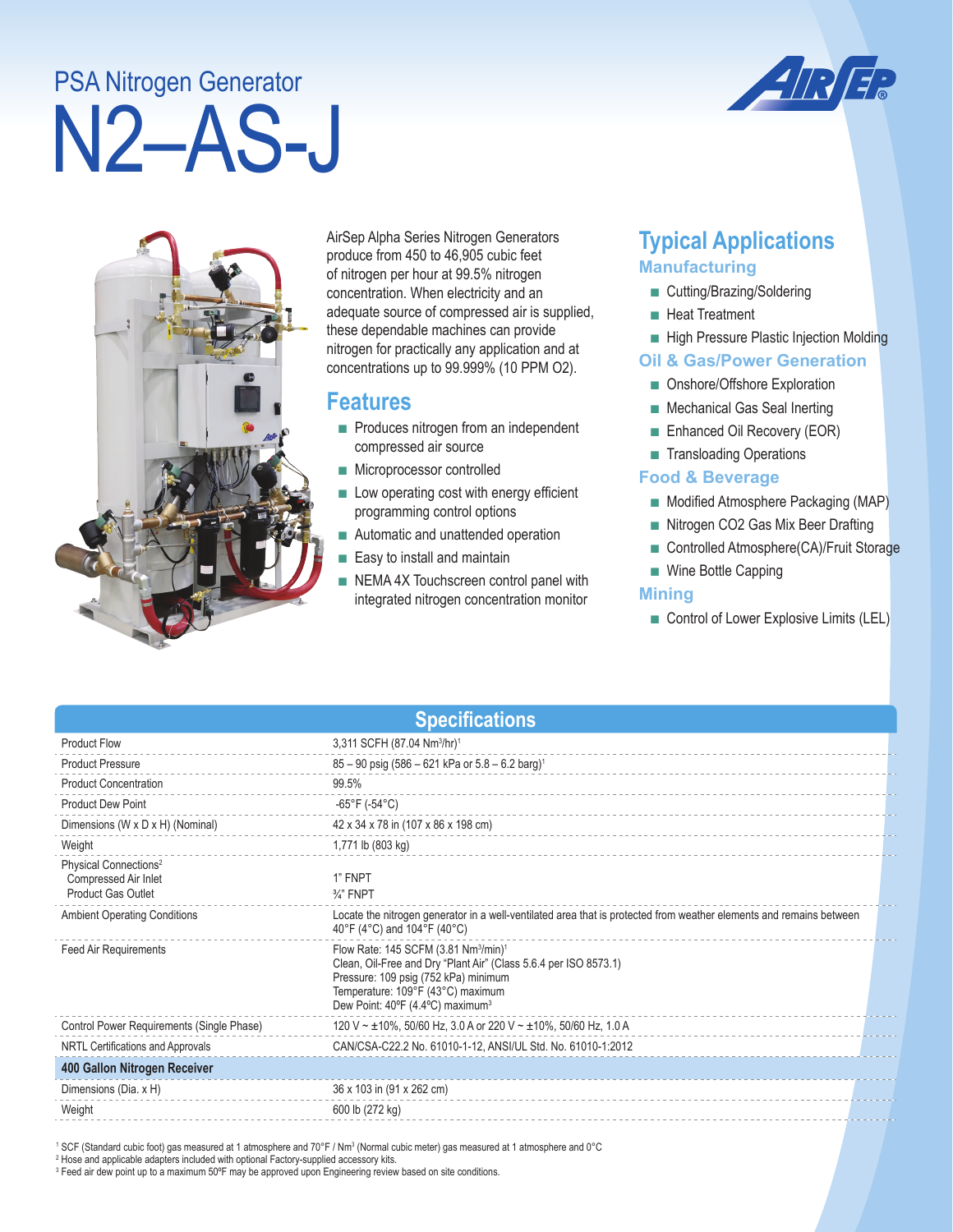PSA Nitrogen Generator

# N2–AS-J

AirSep Alpha Series Nitrogen Generators produce from 450 to 46,905 cubic feet of nitrogen per hour at 99.5% nitrogen concentration. When electricity and an adequate source of compressed air is supplied, these dependable machines can provide nitrogen for practically any application and at concentrations up to 99.999% (10 PPM O2).

## Features

- Produces nitrogen from an independent compressed air source
- Microprocessor controlled
- Low operating cost with energy efficient programming control options
- Automatic and unattended operation
- Easy to install and maintain
- NEMA 4X Touchscreen control panel with integrated nitrogen concentration monitor

## Typical Applications

### Manufacturing

- Cutting/Brazing/Soldering
- Heat Treatment
- High Pressure Plastic Injection Molding

### Oil & Gas/Power Generation

- Onshore/Offshore Exploration
- Mechanical Gas Seal Inerting
- Enhanced Oil Recovery (EOR)
- Transloading Operations

### Food & Beverage

- Modified Atmosphere Packaging (MAP)
- Nitrogen CO2 Gas Mix Beer Drafting
- Controlled Atmosphere(CA)/Fruit Storage
- Wine Bottle Capping

### Mining

- Control of Lower Explosive Limits (LEL)

## Specifications

| | |
|---|---|
| Product Flow | 3,311 SCFH (87.04 Nm³/hr)[1] |
| Product Pressure | 85 – 90 psig (586 – 621 kPa or 5.8 – 6.2 barg)[1] |
| Product Concentration | 99.5% |
| Product Dew Point | -65°F (-54°C) |
| Dimensions (W x D x H) (Nominal) | 42 x 34 x 78 in (107 x 86 x 198 cm) |
| Weight | 1,771 lb (803 kg) |
| Physical Connections[2] | |
| Compressed Air Inlet | 1" FNPT |
| Product Gas Outlet | ¾" FNPT |
| Ambient Operating Conditions | Locate the nitrogen generator in a well-ventilated area that is protected from weather elements and remains between 40°F (4°C) and 104°F (40°C) |
| Feed Air Requirements | Flow Rate: 145 SCFM (3.81 Nm³/min)[1]<br>Clean, Oil-Free and Dry "Plant Air" (Class 5.6.4 per ISO 8573.1)<br>Pressure: 109 psig (752 kPa) minimum<br>Temperature: 109°F (43°C) maximum<br>Dew Point: 40ºF (4.4ºC) maximum[3] |
| Control Power Requirements (Single Phase) | 120 V ~ ±10%, 50/60 Hz, 3.0 A or 220 V ~ ±10%, 50/60 Hz, 1.0 A |
| NRTL Certifications and Approvals | CAN/CSA-C22.2 No. 61010-1-12, ANSI/UL Std. No. 61010-1:2012 |
| **400 Gallon Nitrogen Receiver** | |
| Dimensions (Dia. x H) | 36 x 103 in (91 x 262 cm) |
| Weight | 600 lb (272 kg) |

[1] SCF (Standard cubic foot) gas measured at 1 atmosphere and 70°F / Nm³ (Normal cubic meter) gas measured at 1 atmosphere and 0°C
[2] Hose and applicable adapters included with optional Factory-supplied accessory kits.
[3] Feed air dew point up to a maximum 50ºF may be approved upon Engineering review based on site conditions.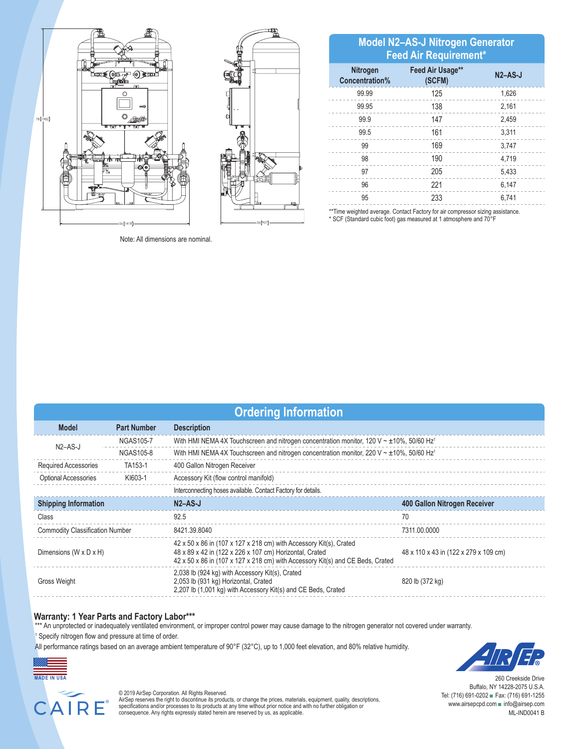78 [1982]

56 [1418]

36 [907]

Note: All dimensions are nominal.

## Model N2–AS-J Nitrogen Generator Feed Air Requirement*

| Nitrogen Concentration% | Feed Air Usage** (SCFM) | N2–AS-J |
|---|---|---|
| 99.99 | 125 | 1,626 |
| 99.95 | 138 | 2,161 |
| 99.9 | 147 | 2,459 |
| 99.5 | 161 | 3,311 |
| 99 | 169 | 3,747 |
| 98 | 190 | 4,719 |
| 97 | 205 | 5,433 |
| 96 | 221 | 6,147 |
| 95 | 233 | 6,741 |

**Time weighted average. Contact Factory for air compressor sizing assistance.
* SCF (Standard cubic foot) gas measured at 1 atmosphere and 70°F

## Ordering Information

| Model | Part Number | Description | |
|---|---|---|---|
| N2–AS-J | NGAS105-7 | With HMI NEMA 4X Touchscreen and nitrogen concentration monitor, 120 V ~ ±10%, 50/60 Hz[1] | |
| | NGAS105-8 | With HMI NEMA 4X Touchscreen and nitrogen concentration monitor, 220 V ~ ±10%, 50/60 Hz[1] | |
| Required Accessories | TA153-1 | 400 Gallon Nitrogen Receiver | |
| Optional Accessories | KI603-1 | Accessory Kit (flow control manifold) | |
| | | Interconnecting hoses available. Contact Factory for details. | |
| **Shipping Information** | | **N2–AS-J** | **400 Gallon Nitrogen Receiver** |
| Class | | 92.5 | 70 |
| Commodity Classification Number | | 8421.39.8040 | 7311.00.0000 |
| Dimensions (W x D x H) | | 42 x 50 x 86 in (107 x 127 x 218 cm) with Accessory Kit(s), Crated<br>48 x 89 x 42 in (122 x 226 x 107 cm) Horizontal, Crated<br>42 x 50 x 86 in (107 x 127 x 218 cm) with Accessory Kit(s) and CE Beds, Crated | 48 x 110 x 43 in (122 x 279 x 109 cm) |
| Gross Weight | | 2,038 lb (924 kg) with Accessory Kit(s), Crated<br>2,053 lb (931 kg) Horizontal, Crated<br>2,207 lb (1,001 kg) with Accessory Kit(s) and CE Beds, Crated | 820 lb (372 kg) |

**Warranty: 1 Year Parts and Factory Labor*****

*** An unprotected or inadequately ventilated environment, or improper control power may cause damage to the nitrogen generator not covered under warranty.

[1] Specify nitrogen flow and pressure at time of order.

All performance ratings based on an average ambient temperature of 90°F (32°C), up to 1,000 feet elevation, and 80% relative humidity.

MADE IN USA

CAIRE®

© 2019 AirSep Corporation. All Rights Reserved.
AirSep reserves the right to discontinue its products, or change the prices, materials, equipment, quality, descriptions, specifications and/or processes to its products at any time without prior notice and with no further obligation or consequence. Any rights expressly stated herein are reserved by us, as applicable.

AIRSEP®

260 Creekside Drive
Buffalo, NY 14228-2075 U.S.A.
Tel: (716) 691-0202 ■ Fax: (716) 691-1255
www.airsepcpd.com ■ info@airsep.com
ML-IND0041 B